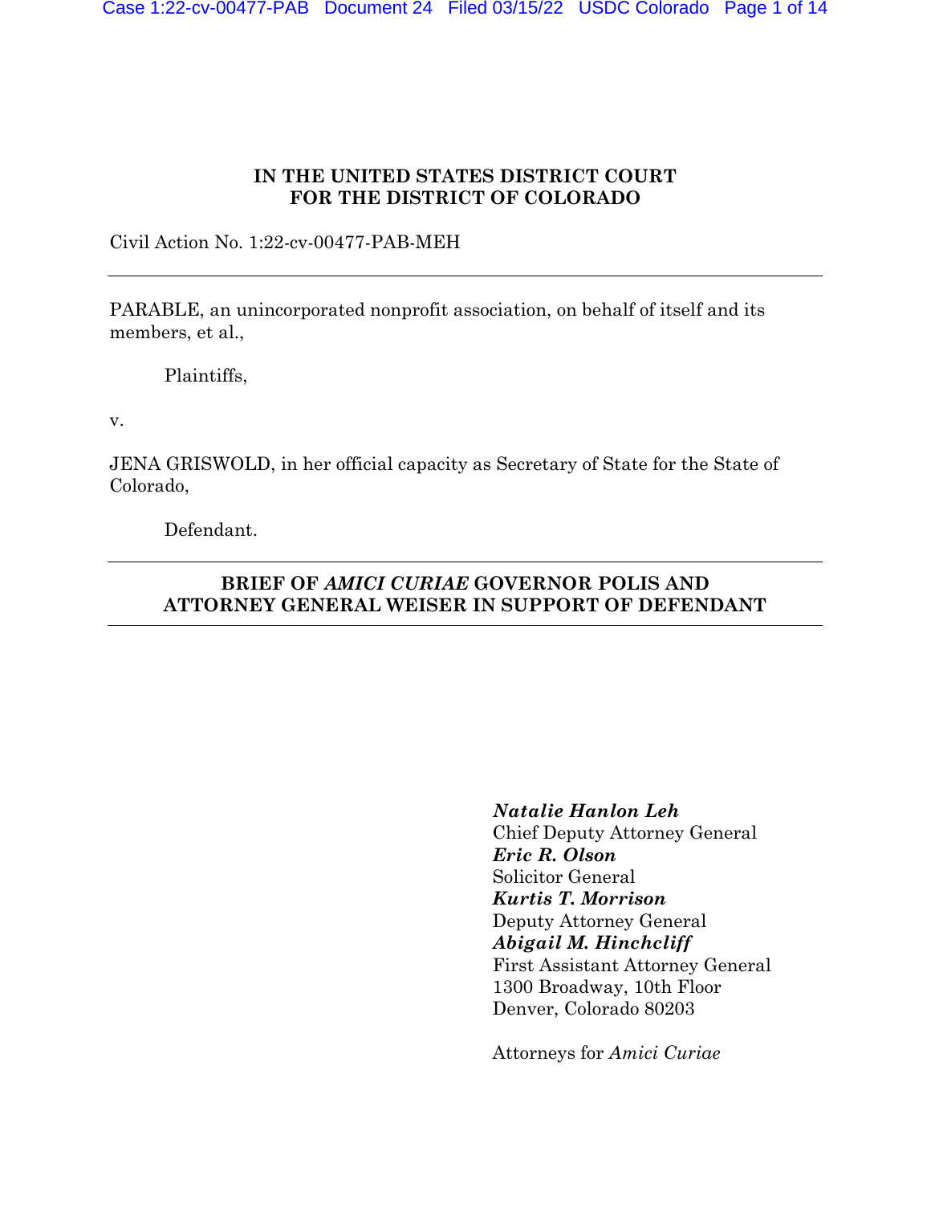**IN THE UNITED STATES DISTRICT COURT**
**FOR THE DISTRICT OF COLORADO**

Civil Action No. 1:22-cv-00477-PAB-MEH

---

PARABLE, an unincorporated nonprofit association, on behalf of itself and its members, et al.,

Plaintiffs,

v.

JENA GRISWOLD, in her official capacity as Secretary of State for the State of Colorado,

Defendant.

---

**BRIEF OF *AMICI CURIAE* GOVERNOR POLIS AND ATTORNEY GENERAL WEISER IN SUPPORT OF DEFENDANT**

---

***Natalie Hanlon Leh***
Chief Deputy Attorney General
***Eric R. Olson***
Solicitor General
***Kurtis T. Morrison***
Deputy Attorney General
***Abigail M. Hinchcliff***
First Assistant Attorney General
1300 Broadway, 10th Floor
Denver, Colorado 80203

Attorneys for *Amici Curiae*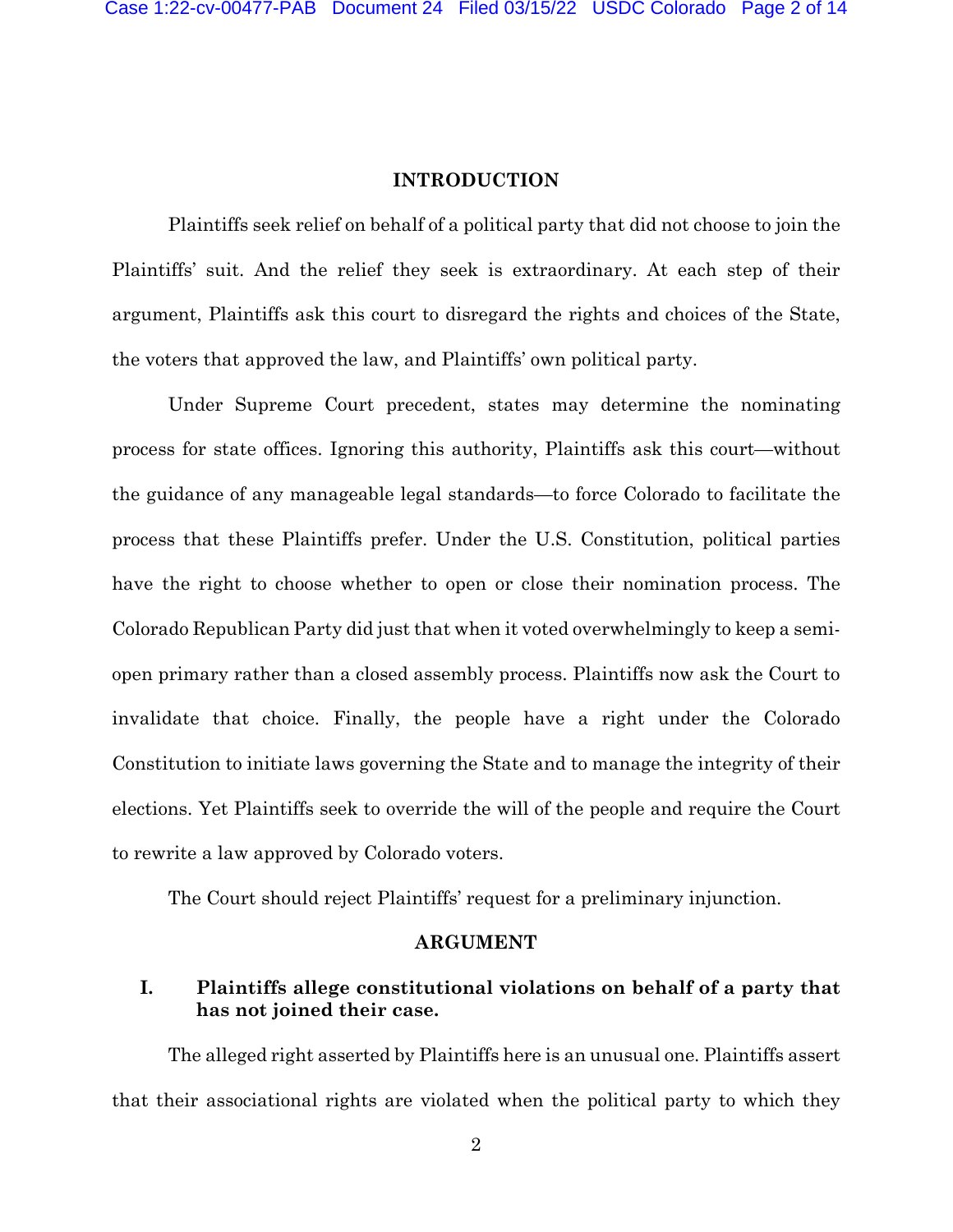## INTRODUCTION

Plaintiffs seek relief on behalf of a political party that did not choose to join the Plaintiffs' suit. And the relief they seek is extraordinary. At each step of their argument, Plaintiffs ask this court to disregard the rights and choices of the State, the voters that approved the law, and Plaintiffs' own political party.

Under Supreme Court precedent, states may determine the nominating process for state offices. Ignoring this authority, Plaintiffs ask this court—without the guidance of any manageable legal standards—to force Colorado to facilitate the process that these Plaintiffs prefer. Under the U.S. Constitution, political parties have the right to choose whether to open or close their nomination process. The Colorado Republican Party did just that when it voted overwhelmingly to keep a semi-open primary rather than a closed assembly process. Plaintiffs now ask the Court to invalidate that choice. Finally, the people have a right under the Colorado Constitution to initiate laws governing the State and to manage the integrity of their elections. Yet Plaintiffs seek to override the will of the people and require the Court to rewrite a law approved by Colorado voters.

The Court should reject Plaintiffs' request for a preliminary injunction.

## ARGUMENT

### I. Plaintiffs allege constitutional violations on behalf of a party that has not joined their case.

The alleged right asserted by Plaintiffs here is an unusual one. Plaintiffs assert that their associational rights are violated when the political party to which they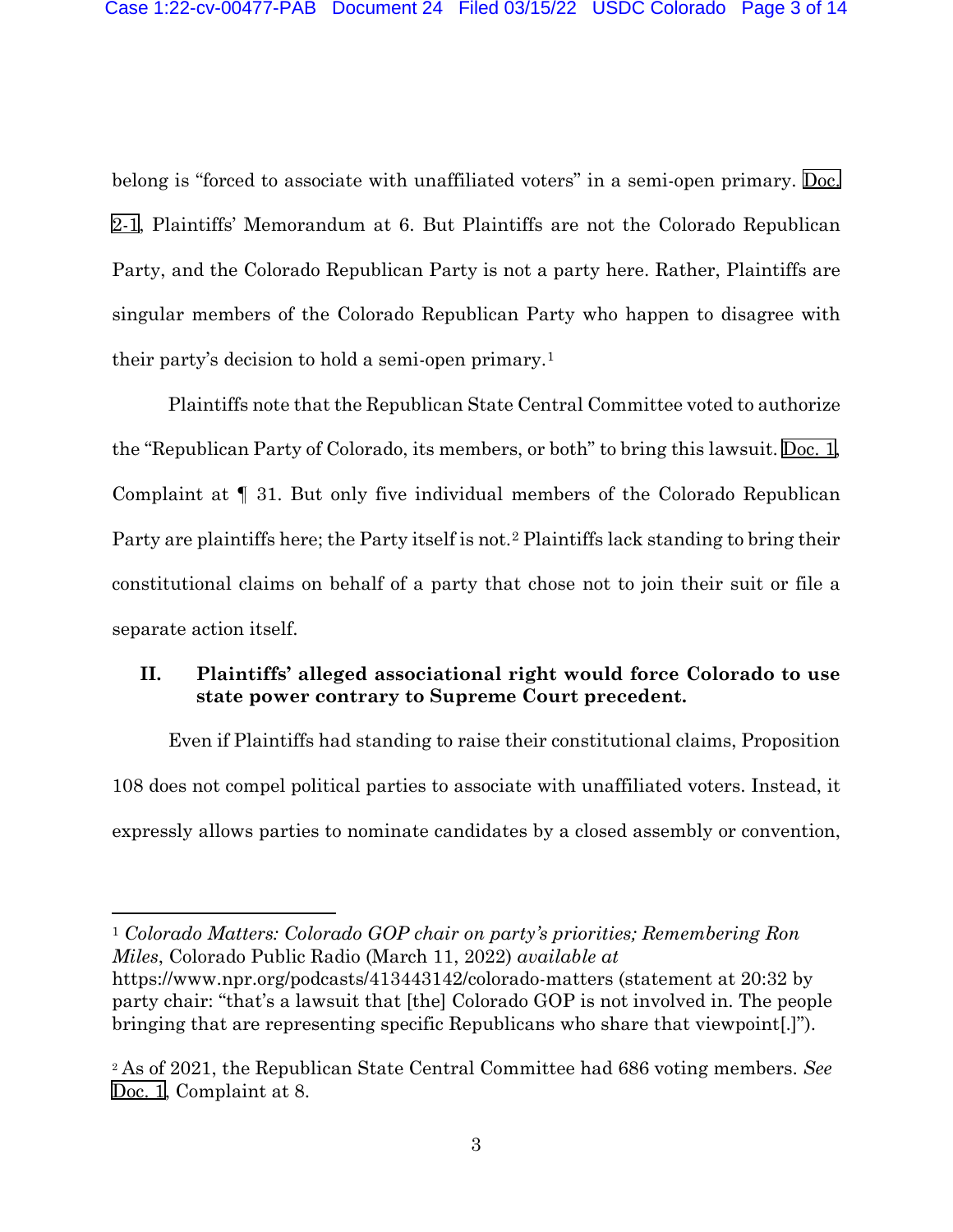belong is "forced to associate with unaffiliated voters" in a semi-open primary. Doc. 2-1, Plaintiffs' Memorandum at 6. But Plaintiffs are not the Colorado Republican Party, and the Colorado Republican Party is not a party here. Rather, Plaintiffs are singular members of the Colorado Republican Party who happen to disagree with their party's decision to hold a semi-open primary.[1]

Plaintiffs note that the Republican State Central Committee voted to authorize the "Republican Party of Colorado, its members, or both" to bring this lawsuit. Doc. 1, Complaint at ¶ 31. But only five individual members of the Colorado Republican Party are plaintiffs here; the Party itself is not.[2] Plaintiffs lack standing to bring their constitutional claims on behalf of a party that chose not to join their suit or file a separate action itself.

## II. Plaintiffs' alleged associational right would force Colorado to use state power contrary to Supreme Court precedent.

Even if Plaintiffs had standing to raise their constitutional claims, Proposition 108 does not compel political parties to associate with unaffiliated voters. Instead, it expressly allows parties to nominate candidates by a closed assembly or convention,

---

[1] *Colorado Matters: Colorado GOP chair on party's priorities; Remembering Ron Miles*, Colorado Public Radio (March 11, 2022) *available at* https://www.npr.org/podcasts/413443142/colorado-matters (statement at 20:32 by party chair: "that's a lawsuit that [the] Colorado GOP is not involved in. The people bringing that are representing specific Republicans who share that viewpoint[.]").

[2] As of 2021, the Republican State Central Committee had 686 voting members. *See* Doc. 1, Complaint at 8.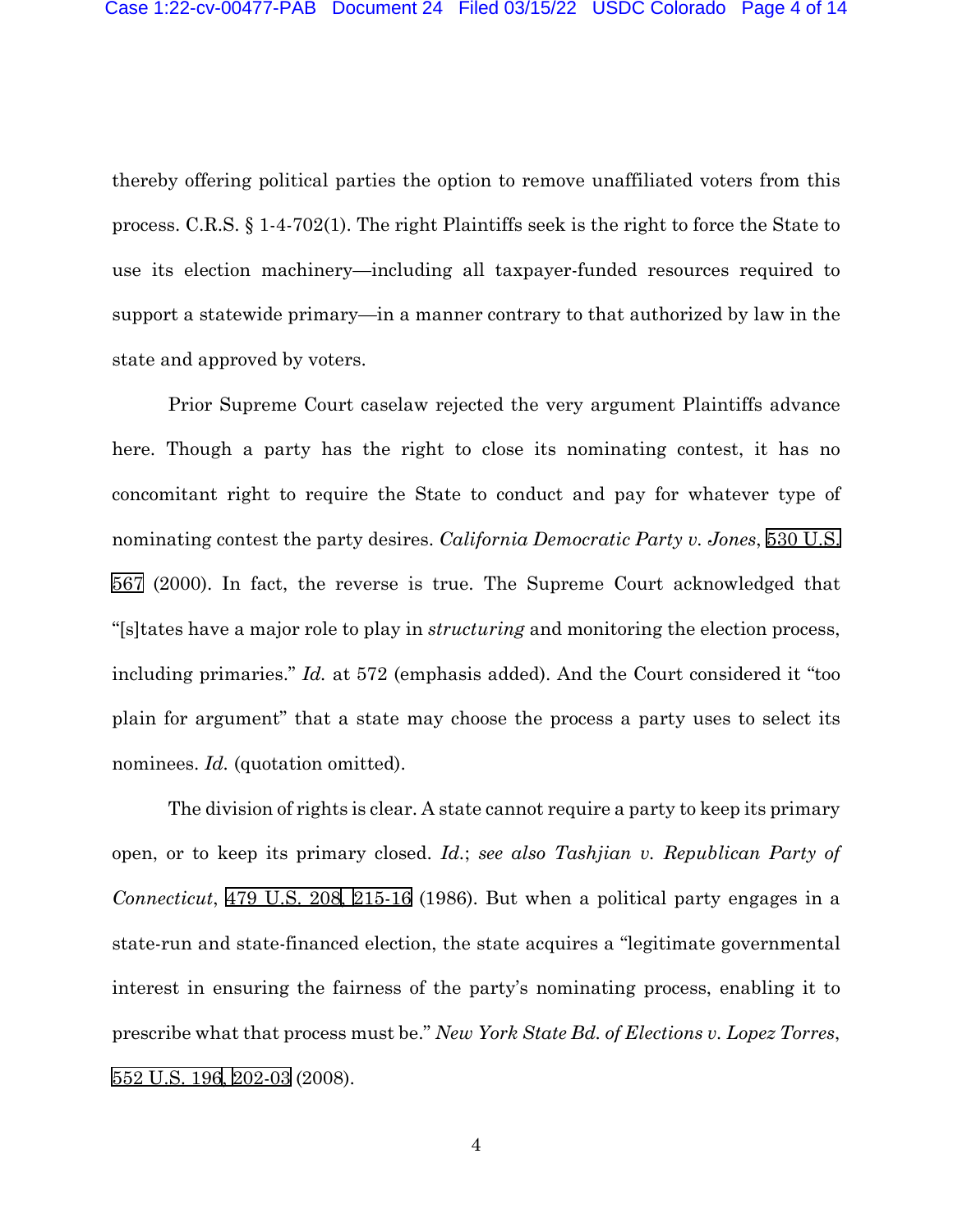thereby offering political parties the option to remove unaffiliated voters from this process. C.R.S. § 1-4-702(1). The right Plaintiffs seek is the right to force the State to use its election machinery—including all taxpayer-funded resources required to support a statewide primary—in a manner contrary to that authorized by law in the state and approved by voters.

Prior Supreme Court caselaw rejected the very argument Plaintiffs advance here. Though a party has the right to close its nominating contest, it has no concomitant right to require the State to conduct and pay for whatever type of nominating contest the party desires. *California Democratic Party v. Jones*, 530 U.S. 567 (2000). In fact, the reverse is true. The Supreme Court acknowledged that "[s]tates have a major role to play in *structuring* and monitoring the election process, including primaries." *Id.* at 572 (emphasis added). And the Court considered it "too plain for argument" that a state may choose the process a party uses to select its nominees. *Id.* (quotation omitted).

The division of rights is clear. A state cannot require a party to keep its primary open, or to keep its primary closed. *Id.*; *see also Tashjian v. Republican Party of Connecticut*, 479 U.S. 208, 215-16 (1986). But when a political party engages in a state-run and state-financed election, the state acquires a "legitimate governmental interest in ensuring the fairness of the party's nominating process, enabling it to prescribe what that process must be." *New York State Bd. of Elections v. Lopez Torres*, 552 U.S. 196, 202-03 (2008).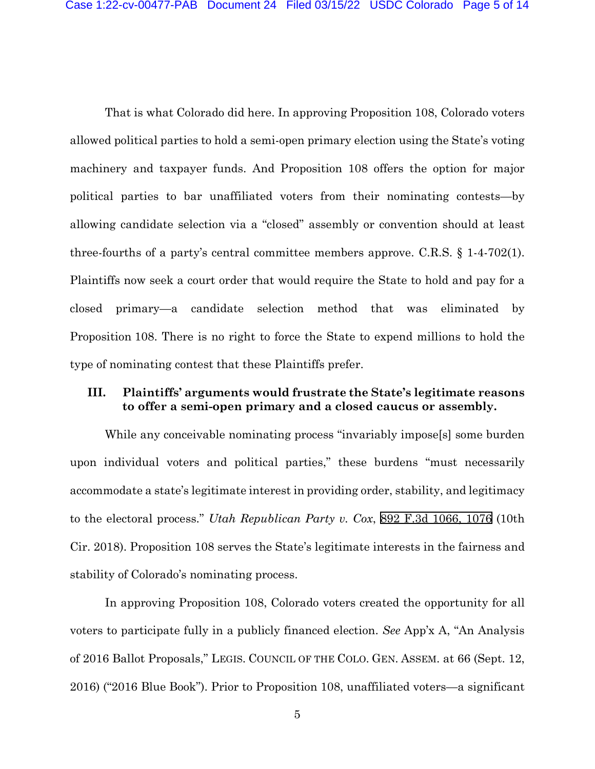That is what Colorado did here. In approving Proposition 108, Colorado voters allowed political parties to hold a semi-open primary election using the State's voting machinery and taxpayer funds. And Proposition 108 offers the option for major political parties to bar unaffiliated voters from their nominating contests—by allowing candidate selection via a "closed" assembly or convention should at least three-fourths of a party's central committee members approve. C.R.S. § 1-4-702(1). Plaintiffs now seek a court order that would require the State to hold and pay for a closed primary—a candidate selection method that was eliminated by Proposition 108. There is no right to force the State to expend millions to hold the type of nominating contest that these Plaintiffs prefer.

### III. Plaintiffs' arguments would frustrate the State's legitimate reasons to offer a semi-open primary and a closed caucus or assembly.

While any conceivable nominating process "invariably impose[s] some burden upon individual voters and political parties," these burdens "must necessarily accommodate a state's legitimate interest in providing order, stability, and legitimacy to the electoral process." *Utah Republican Party v. Cox*, 892 F.3d 1066, 1076 (10th Cir. 2018). Proposition 108 serves the State's legitimate interests in the fairness and stability of Colorado's nominating process.

In approving Proposition 108, Colorado voters created the opportunity for all voters to participate fully in a publicly financed election. *See* App'x A, "An Analysis of 2016 Ballot Proposals," LEGIS. COUNCIL OF THE COLO. GEN. ASSEM. at 66 (Sept. 12, 2016) ("2016 Blue Book"). Prior to Proposition 108, unaffiliated voters—a significant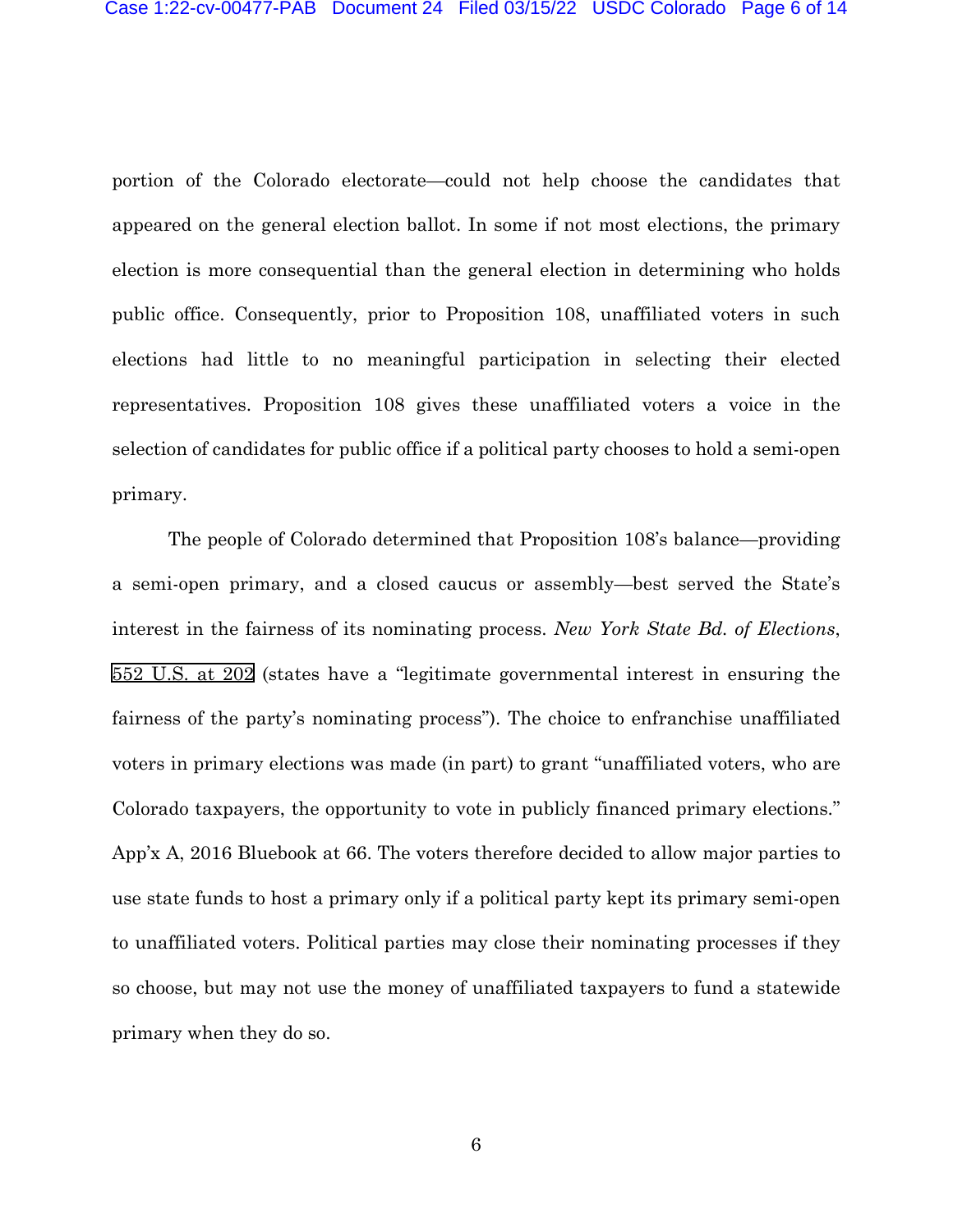portion of the Colorado electorate—could not help choose the candidates that appeared on the general election ballot. In some if not most elections, the primary election is more consequential than the general election in determining who holds public office. Consequently, prior to Proposition 108, unaffiliated voters in such elections had little to no meaningful participation in selecting their elected representatives. Proposition 108 gives these unaffiliated voters a voice in the selection of candidates for public office if a political party chooses to hold a semi-open primary.

The people of Colorado determined that Proposition 108's balance—providing a semi-open primary, and a closed caucus or assembly—best served the State's interest in the fairness of its nominating process. *New York State Bd. of Elections*, 552 U.S. at 202 (states have a "legitimate governmental interest in ensuring the fairness of the party's nominating process"). The choice to enfranchise unaffiliated voters in primary elections was made (in part) to grant "unaffiliated voters, who are Colorado taxpayers, the opportunity to vote in publicly financed primary elections." App'x A, 2016 Bluebook at 66. The voters therefore decided to allow major parties to use state funds to host a primary only if a political party kept its primary semi-open to unaffiliated voters. Political parties may close their nominating processes if they so choose, but may not use the money of unaffiliated taxpayers to fund a statewide primary when they do so.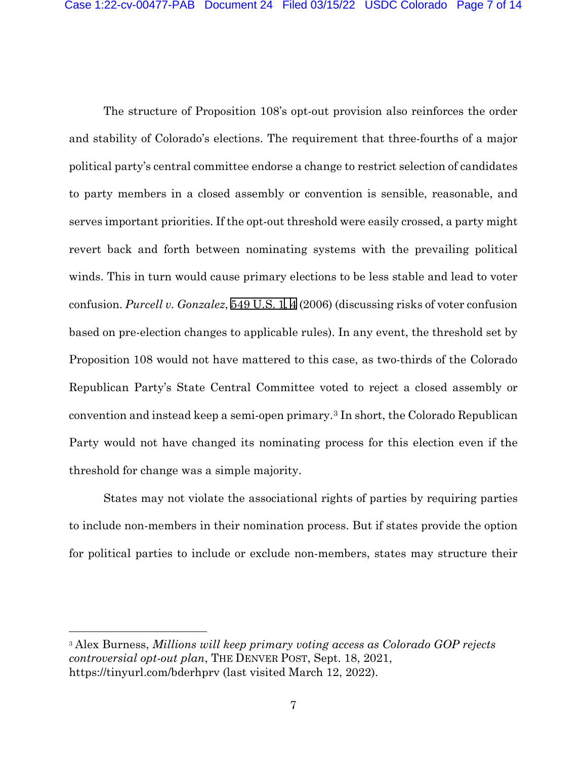The structure of Proposition 108's opt-out provision also reinforces the order and stability of Colorado's elections. The requirement that three-fourths of a major political party's central committee endorse a change to restrict selection of candidates to party members in a closed assembly or convention is sensible, reasonable, and serves important priorities. If the opt-out threshold were easily crossed, a party might revert back and forth between nominating systems with the prevailing political winds. This in turn would cause primary elections to be less stable and lead to voter confusion. *Purcell v. Gonzalez*, 549 U.S. 1, 4 (2006) (discussing risks of voter confusion based on pre-election changes to applicable rules). In any event, the threshold set by Proposition 108 would not have mattered to this case, as two-thirds of the Colorado Republican Party's State Central Committee voted to reject a closed assembly or convention and instead keep a semi-open primary.[3] In short, the Colorado Republican Party would not have changed its nominating process for this election even if the threshold for change was a simple majority.

States may not violate the associational rights of parties by requiring parties to include non-members in their nomination process. But if states provide the option for political parties to include or exclude non-members, states may structure their

---

[3] Alex Burness, *Millions will keep primary voting access as Colorado GOP rejects controversial opt-out plan*, THE DENVER POST, Sept. 18, 2021, https://tinyurl.com/bderhprv (last visited March 12, 2022).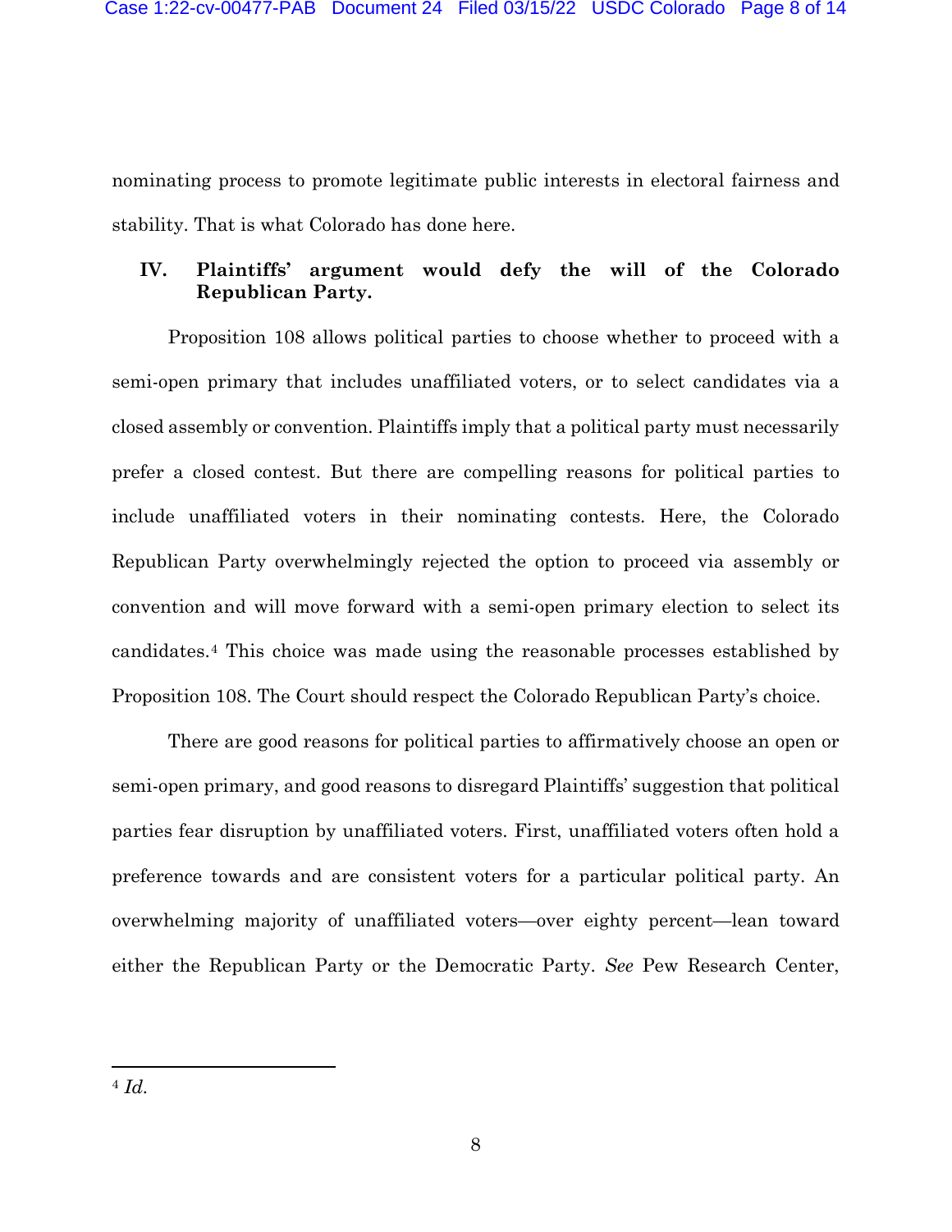nominating process to promote legitimate public interests in electoral fairness and stability. That is what Colorado has done here.

## IV. Plaintiffs' argument would defy the will of the Colorado Republican Party.

Proposition 108 allows political parties to choose whether to proceed with a semi-open primary that includes unaffiliated voters, or to select candidates via a closed assembly or convention. Plaintiffs imply that a political party must necessarily prefer a closed contest. But there are compelling reasons for political parties to include unaffiliated voters in their nominating contests. Here, the Colorado Republican Party overwhelmingly rejected the option to proceed via assembly or convention and will move forward with a semi-open primary election to select its candidates.[4] This choice was made using the reasonable processes established by Proposition 108. The Court should respect the Colorado Republican Party's choice.

There are good reasons for political parties to affirmatively choose an open or semi-open primary, and good reasons to disregard Plaintiffs' suggestion that political parties fear disruption by unaffiliated voters. First, unaffiliated voters often hold a preference towards and are consistent voters for a particular political party. An overwhelming majority of unaffiliated voters—over eighty percent—lean toward either the Republican Party or the Democratic Party. *See* Pew Research Center,

---

[4] *Id.*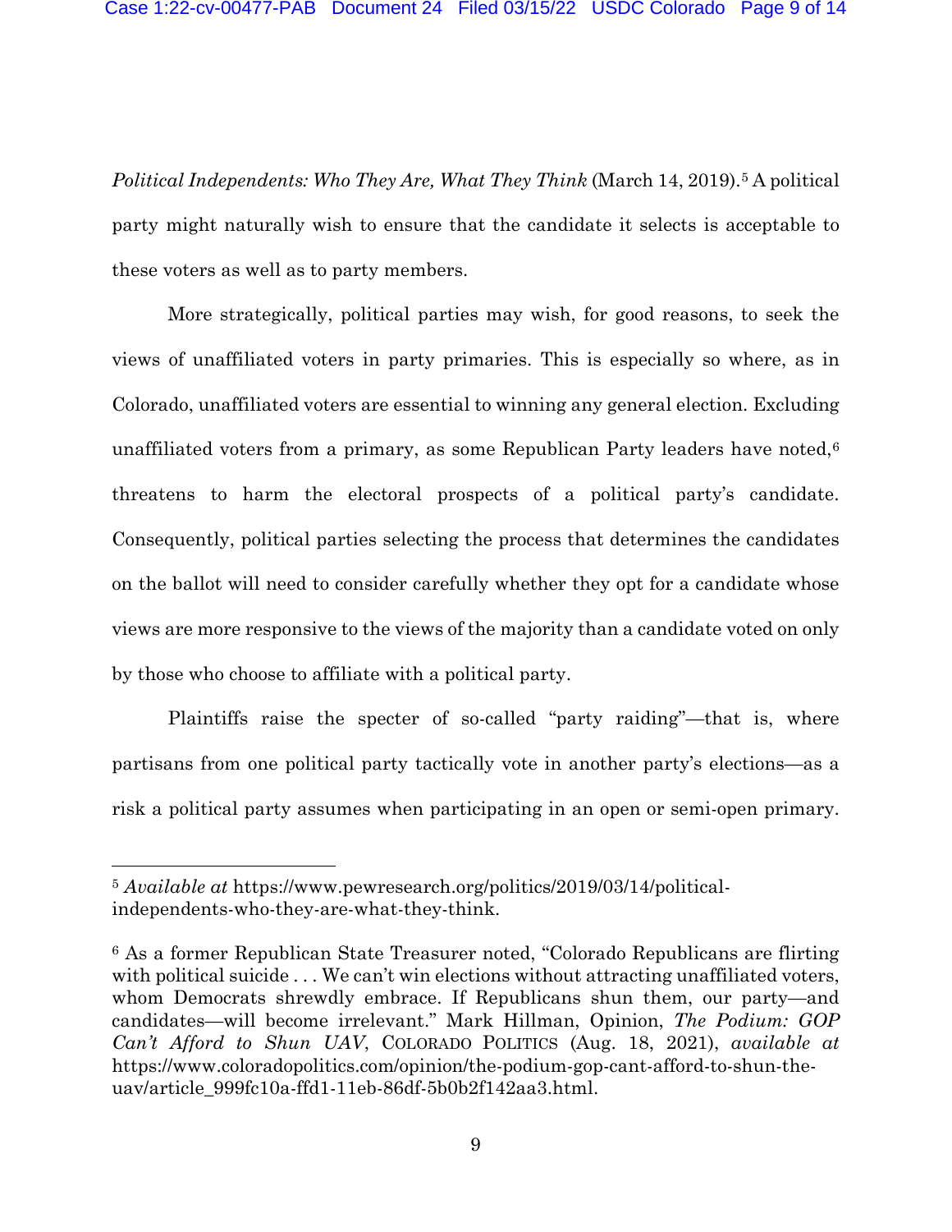*Political Independents: Who They Are, What They Think* (March 14, 2019).[5] A political party might naturally wish to ensure that the candidate it selects is acceptable to these voters as well as to party members.

More strategically, political parties may wish, for good reasons, to seek the views of unaffiliated voters in party primaries. This is especially so where, as in Colorado, unaffiliated voters are essential to winning any general election. Excluding unaffiliated voters from a primary, as some Republican Party leaders have noted,[6] threatens to harm the electoral prospects of a political party's candidate. Consequently, political parties selecting the process that determines the candidates on the ballot will need to consider carefully whether they opt for a candidate whose views are more responsive to the views of the majority than a candidate voted on only by those who choose to affiliate with a political party.

Plaintiffs raise the specter of so-called "party raiding"—that is, where partisans from one political party tactically vote in another party's elections—as a risk a political party assumes when participating in an open or semi-open primary.

---

[5] *Available at* https://www.pewresearch.org/politics/2019/03/14/political-independents-who-they-are-what-they-think.

[6] As a former Republican State Treasurer noted, "Colorado Republicans are flirting with political suicide . . . We can't win elections without attracting unaffiliated voters, whom Democrats shrewdly embrace. If Republicans shun them, our party—and candidates—will become irrelevant." Mark Hillman, Opinion, *The Podium: GOP Can't Afford to Shun UAV*, COLORADO POLITICS (Aug. 18, 2021), *available at* https://www.coloradopolitics.com/opinion/the-podium-gop-cant-afford-to-shun-the-uav/article_999fc10a-ffd1-11eb-86df-5b0b2f142aa3.html.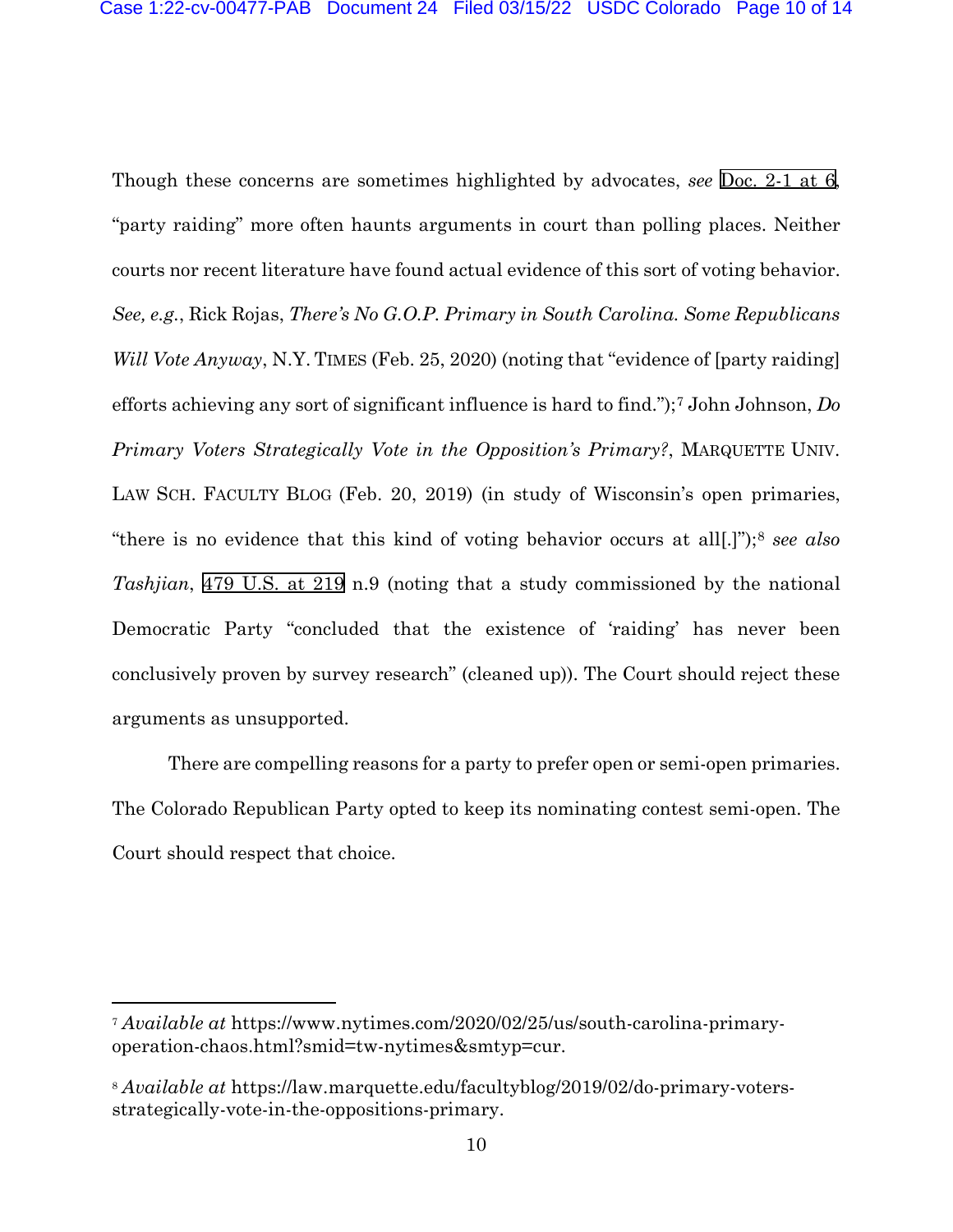Though these concerns are sometimes highlighted by advocates, *see* Doc. 2-1 at 6, "party raiding" more often haunts arguments in court than polling places. Neither courts nor recent literature have found actual evidence of this sort of voting behavior. *See, e.g.*, Rick Rojas, *There's No G.O.P. Primary in South Carolina. Some Republicans Will Vote Anyway*, N.Y. TIMES (Feb. 25, 2020) (noting that "evidence of [party raiding] efforts achieving any sort of significant influence is hard to find.");[7] John Johnson, *Do Primary Voters Strategically Vote in the Opposition's Primary?*, MARQUETTE UNIV. LAW SCH. FACULTY BLOG (Feb. 20, 2019) (in study of Wisconsin's open primaries, "there is no evidence that this kind of voting behavior occurs at all[.]");[8] *see also* *Tashjian*, 479 U.S. at 219 n.9 (noting that a study commissioned by the national Democratic Party "concluded that the existence of 'raiding' has never been conclusively proven by survey research" (cleaned up)). The Court should reject these arguments as unsupported.

There are compelling reasons for a party to prefer open or semi-open primaries. The Colorado Republican Party opted to keep its nominating contest semi-open. The Court should respect that choice.

---

[7] *Available at* https://www.nytimes.com/2020/02/25/us/south-carolina-primary-operation-chaos.html?smid=tw-nytimes&smtyp=cur.

[8] *Available at* https://law.marquette.edu/facultyblog/2019/02/do-primary-voters-strategically-vote-in-the-oppositions-primary.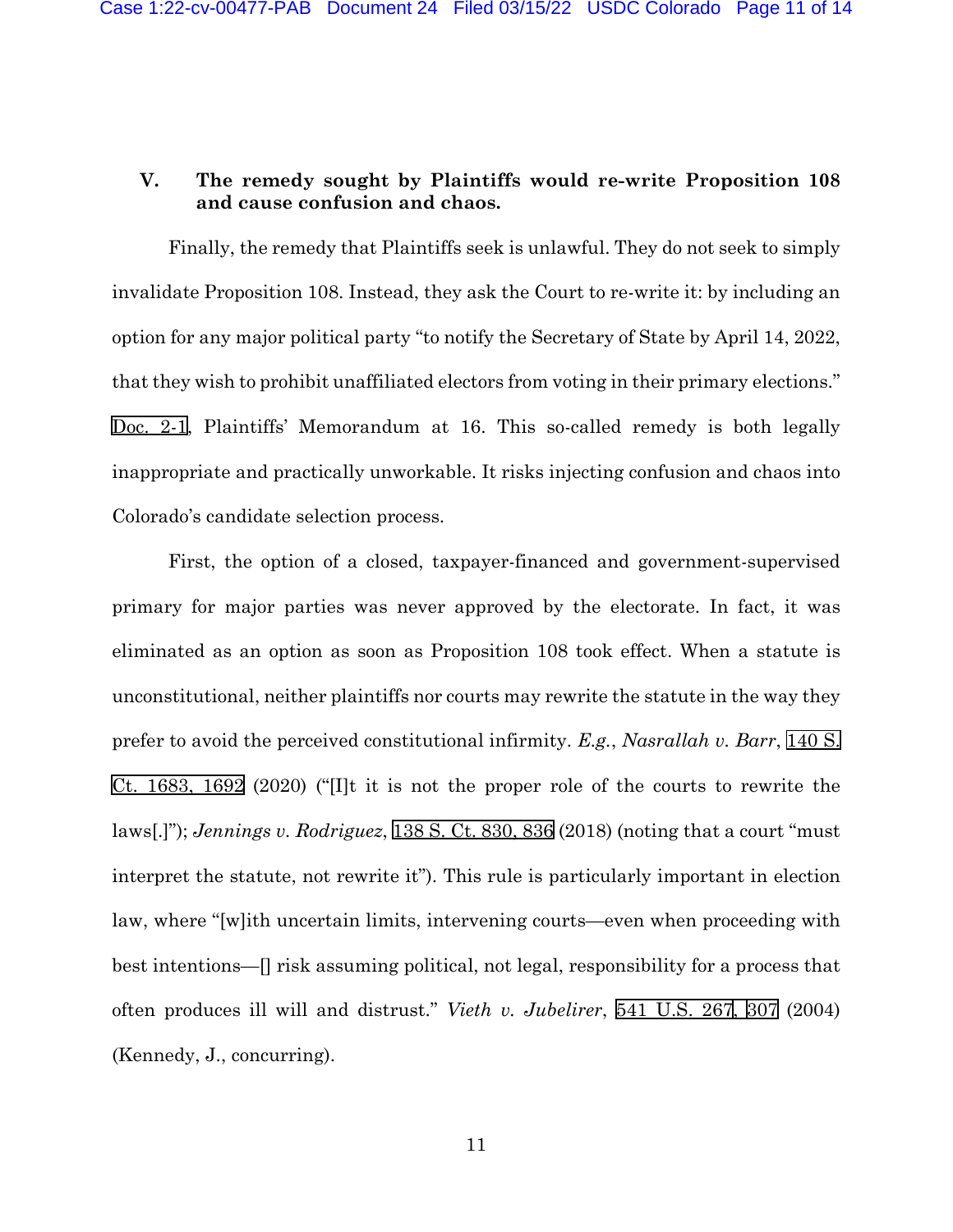## V. The remedy sought by Plaintiffs would re-write Proposition 108 and cause confusion and chaos.

Finally, the remedy that Plaintiffs seek is unlawful. They do not seek to simply invalidate Proposition 108. Instead, they ask the Court to re-write it: by including an option for any major political party "to notify the Secretary of State by April 14, 2022, that they wish to prohibit unaffiliated electors from voting in their primary elections." Doc. 2-1, Plaintiffs' Memorandum at 16. This so-called remedy is both legally inappropriate and practically unworkable. It risks injecting confusion and chaos into Colorado's candidate selection process.

First, the option of a closed, taxpayer-financed and government-supervised primary for major parties was never approved by the electorate. In fact, it was eliminated as an option as soon as Proposition 108 took effect. When a statute is unconstitutional, neither plaintiffs nor courts may rewrite the statute in the way they prefer to avoid the perceived constitutional infirmity. *E.g.*, *Nasrallah v. Barr*, 140 S. Ct. 1683, 1692 (2020) ("[I]t it is not the proper role of the courts to rewrite the laws[.]"); *Jennings v. Rodriguez*, 138 S. Ct. 830, 836 (2018) (noting that a court "must interpret the statute, not rewrite it"). This rule is particularly important in election law, where "[w]ith uncertain limits, intervening courts—even when proceeding with best intentions—[] risk assuming political, not legal, responsibility for a process that often produces ill will and distrust." *Vieth v. Jubelirer*, 541 U.S. 267, 307 (2004) (Kennedy, J., concurring).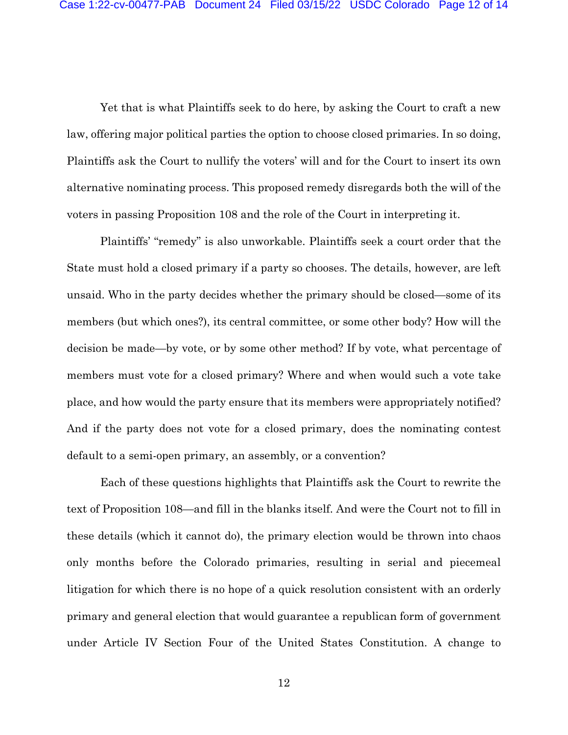Yet that is what Plaintiffs seek to do here, by asking the Court to craft a new law, offering major political parties the option to choose closed primaries. In so doing, Plaintiffs ask the Court to nullify the voters' will and for the Court to insert its own alternative nominating process. This proposed remedy disregards both the will of the voters in passing Proposition 108 and the role of the Court in interpreting it.

Plaintiffs' "remedy" is also unworkable. Plaintiffs seek a court order that the State must hold a closed primary if a party so chooses. The details, however, are left unsaid. Who in the party decides whether the primary should be closed—some of its members (but which ones?), its central committee, or some other body? How will the decision be made—by vote, or by some other method? If by vote, what percentage of members must vote for a closed primary? Where and when would such a vote take place, and how would the party ensure that its members were appropriately notified? And if the party does not vote for a closed primary, does the nominating contest default to a semi-open primary, an assembly, or a convention?

Each of these questions highlights that Plaintiffs ask the Court to rewrite the text of Proposition 108—and fill in the blanks itself. And were the Court not to fill in these details (which it cannot do), the primary election would be thrown into chaos only months before the Colorado primaries, resulting in serial and piecemeal litigation for which there is no hope of a quick resolution consistent with an orderly primary and general election that would guarantee a republican form of government under Article IV Section Four of the United States Constitution. A change to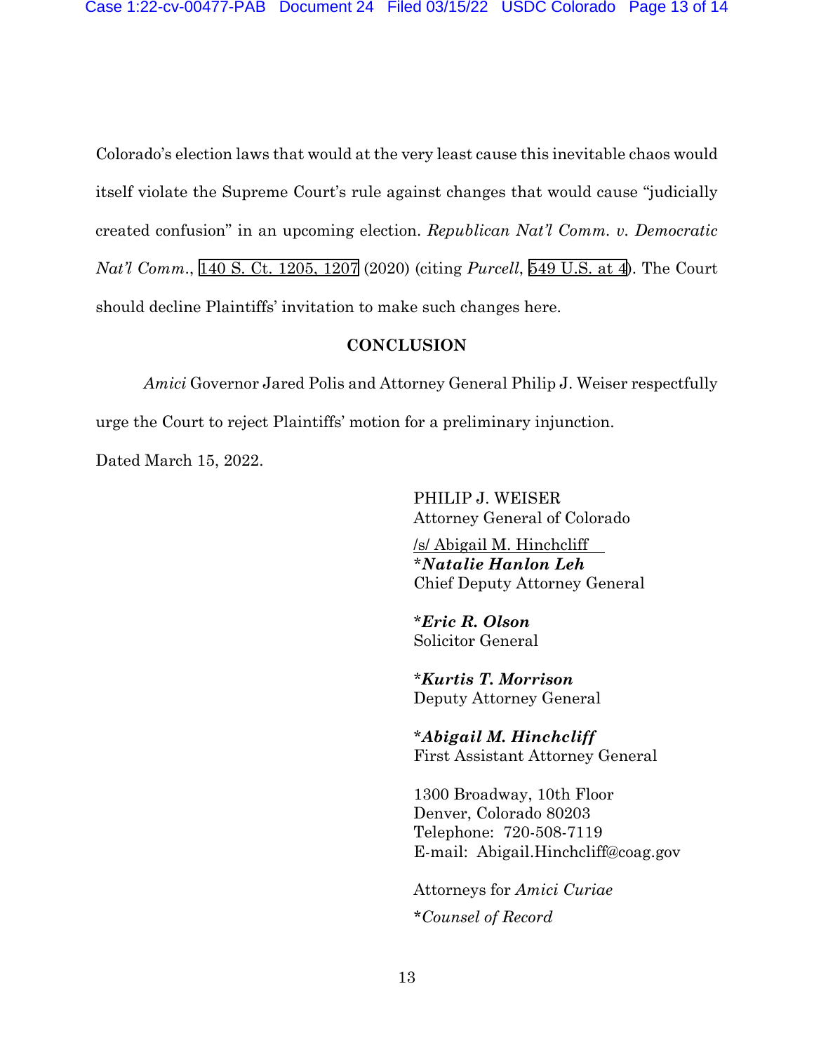Colorado's election laws that would at the very least cause this inevitable chaos would itself violate the Supreme Court's rule against changes that would cause "judicially created confusion" in an upcoming election. *Republican Nat'l Comm. v. Democratic Nat'l Comm.*, 140 S. Ct. 1205, 1207 (2020) (citing *Purcell*, 549 U.S. at 4). The Court should decline Plaintiffs' invitation to make such changes here.

## CONCLUSION

*Amici* Governor Jared Polis and Attorney General Philip J. Weiser respectfully urge the Court to reject Plaintiffs' motion for a preliminary injunction.

Dated March 15, 2022.

PHILIP J. WEISER
Attorney General of Colorado

/s/ Abigail M. Hinchcliff
\****Natalie Hanlon Leh***
Chief Deputy Attorney General

\****Eric R. Olson***
Solicitor General

\****Kurtis T. Morrison***
Deputy Attorney General

\****Abigail M. Hinchcliff***
First Assistant Attorney General

1300 Broadway, 10th Floor
Denver, Colorado 80203
Telephone: 720-508-7119
E-mail: Abigail.Hinchcliff@coag.gov

Attorneys for *Amici Curiae*

\**Counsel of Record*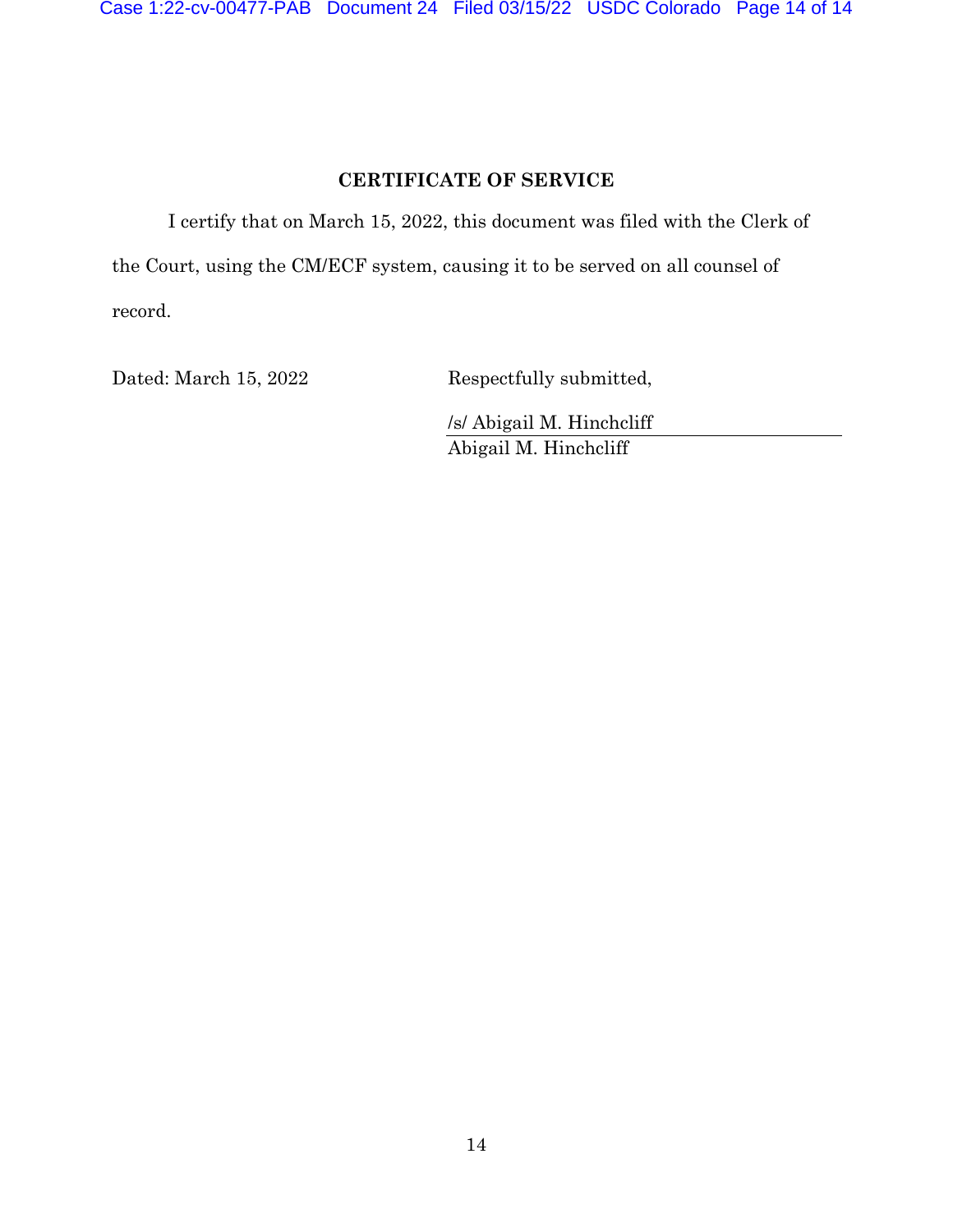## CERTIFICATE OF SERVICE

I certify that on March 15, 2022, this document was filed with the Clerk of the Court, using the CM/ECF system, causing it to be served on all counsel of record.

Dated: March 15, 2022

Respectfully submitted,

/s/ Abigail M. Hinchcliff
Abigail M. Hinchcliff